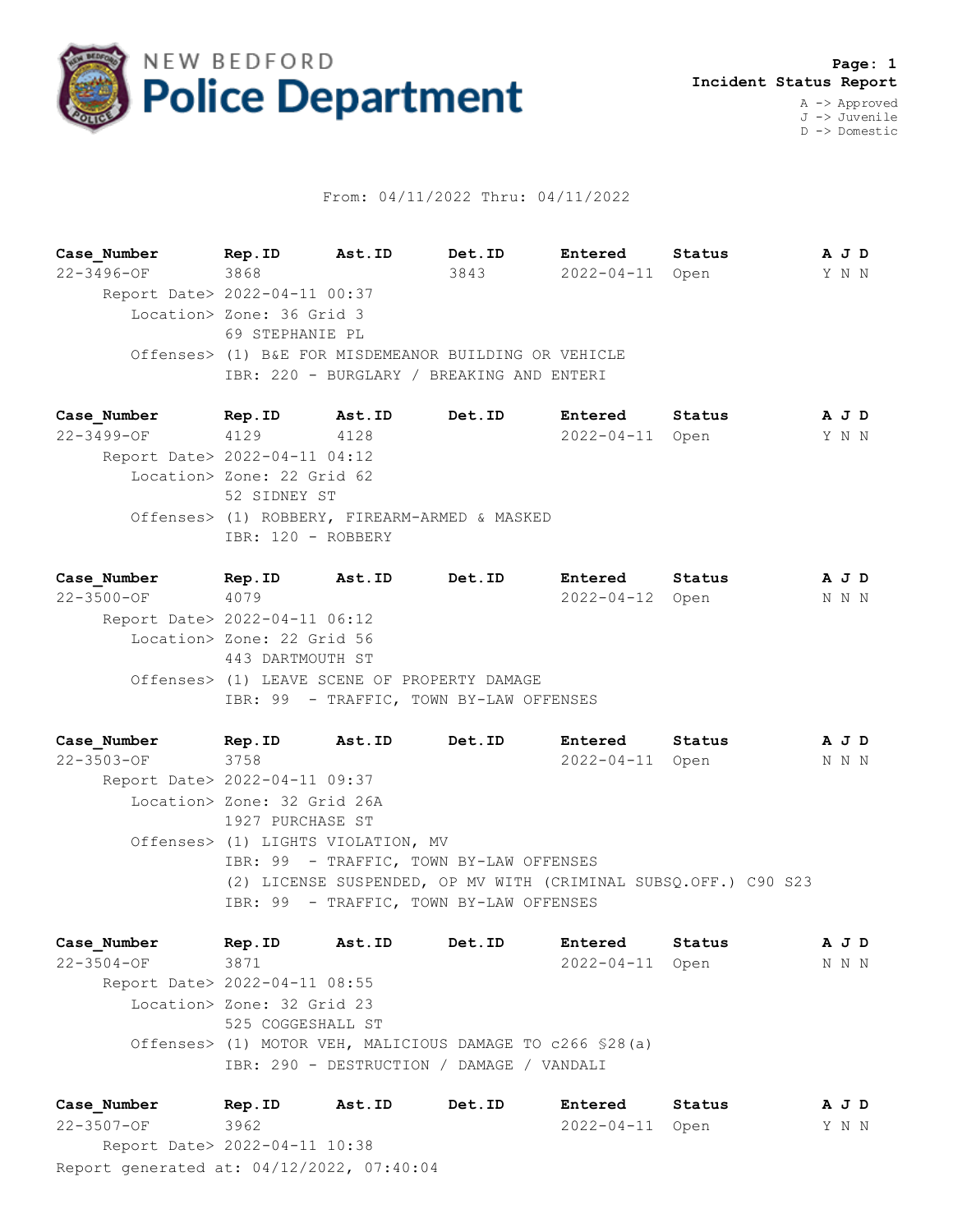# NEW BEDFORD Police Department

**Page: 1**
**Incident Status Report**

A -> Approved
J -> Juvenile
D -> Domestic

From: 04/11/2022 Thru: 04/11/2022

| Case_Number | Rep.ID | Ast.ID | Det.ID | Entered | Status | A J D |
|---|---|---|---|---|---|---|
| 22-3496-OF | 3868 | | 3843 | 2022-04-11 | Open | Y N N |

Report Date> 2022-04-11 00:37
Location> Zone: 36 Grid 3
69 STEPHANIE PL
Offenses> (1) B&E FOR MISDEMEANOR BUILDING OR VEHICLE
IBR: 220 - BURGLARY / BREAKING AND ENTERI

| Case_Number | Rep.ID | Ast.ID | Det.ID | Entered | Status | A J D |
|---|---|---|---|---|---|---|
| 22-3499-OF | 4129 | 4128 | | 2022-04-11 | Open | Y N N |

Report Date> 2022-04-11 04:12
Location> Zone: 22 Grid 62
52 SIDNEY ST
Offenses> (1) ROBBERY, FIREARM-ARMED & MASKED
IBR: 120 - ROBBERY

| Case_Number | Rep.ID | Ast.ID | Det.ID | Entered | Status | A J D |
|---|---|---|---|---|---|---|
| 22-3500-OF | 4079 | | | 2022-04-12 | Open | N N N |

Report Date> 2022-04-11 06:12
Location> Zone: 22 Grid 56
443 DARTMOUTH ST
Offenses> (1) LEAVE SCENE OF PROPERTY DAMAGE
IBR: 99 - TRAFFIC, TOWN BY-LAW OFFENSES

| Case_Number | Rep.ID | Ast.ID | Det.ID | Entered | Status | A J D |
|---|---|---|---|---|---|---|
| 22-3503-OF | 3758 | | | 2022-04-11 | Open | N N N |

Report Date> 2022-04-11 09:37
Location> Zone: 32 Grid 26A
1927 PURCHASE ST
Offenses> (1) LIGHTS VIOLATION, MV
IBR: 99 - TRAFFIC, TOWN BY-LAW OFFENSES
(2) LICENSE SUSPENDED, OP MV WITH (CRIMINAL SUBSQ.OFF.) C90 S23
IBR: 99 - TRAFFIC, TOWN BY-LAW OFFENSES

| Case_Number | Rep.ID | Ast.ID | Det.ID | Entered | Status | A J D |
|---|---|---|---|---|---|---|
| 22-3504-OF | 3871 | | | 2022-04-11 | Open | N N N |

Report Date> 2022-04-11 08:55
Location> Zone: 32 Grid 23
525 COGGESHALL ST
Offenses> (1) MOTOR VEH, MALICIOUS DAMAGE TO c266 §28(a)
IBR: 290 - DESTRUCTION / DAMAGE / VANDALI

| Case_Number | Rep.ID | Ast.ID | Det.ID | Entered | Status | A J D |
|---|---|---|---|---|---|---|
| 22-3507-OF | 3962 | | | 2022-04-11 | Open | Y N N |

Report Date> 2022-04-11 10:38

Report generated at: 04/12/2022, 07:40:04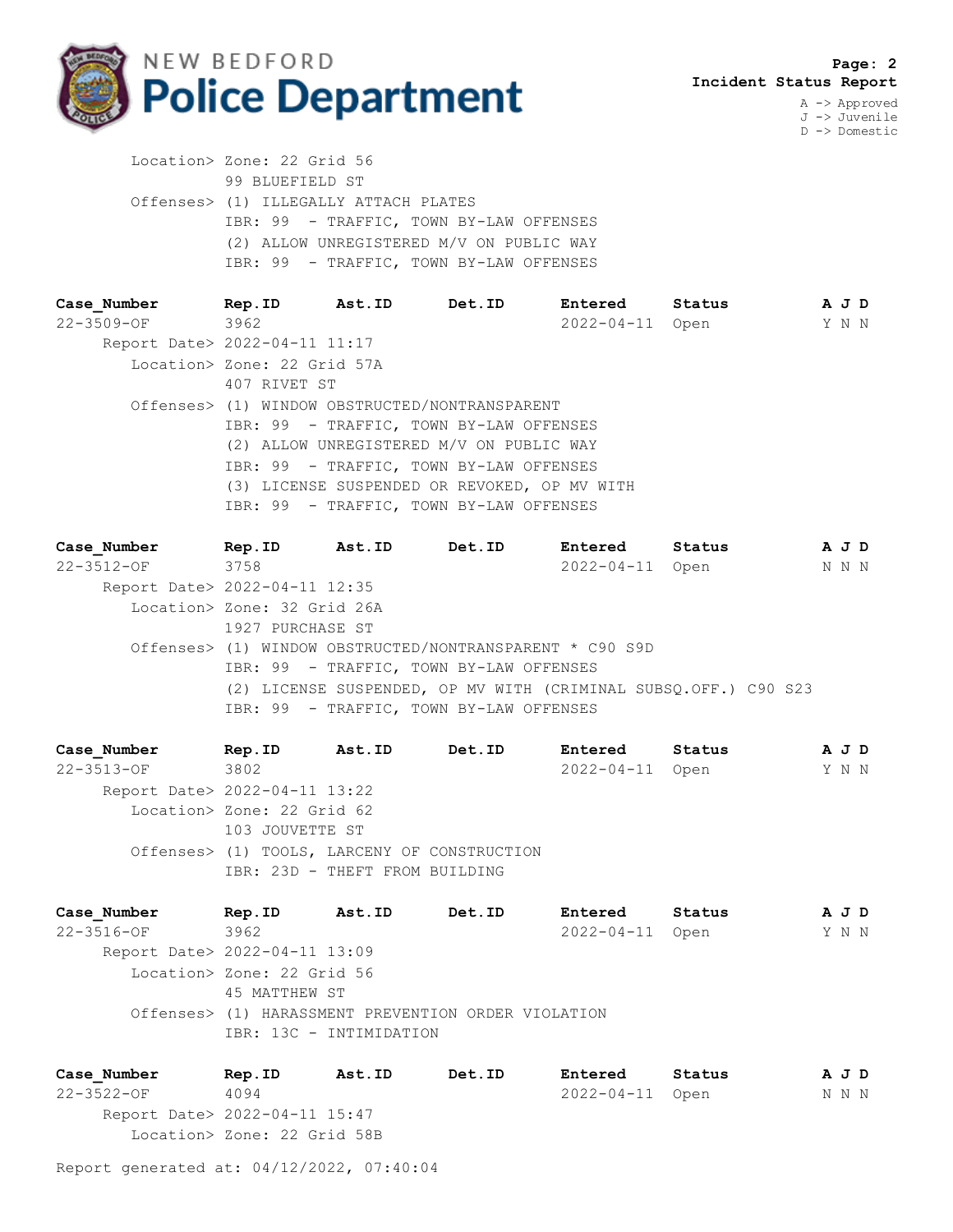**Incident Status Report**

A -> Approved
J -> Juvenile
D -> Domestic

Location> Zone: 22 Grid 56
99 BLUEFIELD ST
Offenses> (1) ILLEGALLY ATTACH PLATES
IBR: 99 - TRAFFIC, TOWN BY-LAW OFFENSES
(2) ALLOW UNREGISTERED M/V ON PUBLIC WAY
IBR: 99 - TRAFFIC, TOWN BY-LAW OFFENSES

| Case_Number | Rep.ID | Ast.ID | Det.ID | Entered | Status | A J D |
|---|---|---|---|---|---|---|
| 22-3509-OF | 3962 | | | 2022-04-11 | Open | Y N N |

Report Date> 2022-04-11 11:17
Location> Zone: 22 Grid 57A
407 RIVET ST
Offenses> (1) WINDOW OBSTRUCTED/NONTRANSPARENT
IBR: 99 - TRAFFIC, TOWN BY-LAW OFFENSES
(2) ALLOW UNREGISTERED M/V ON PUBLIC WAY
IBR: 99 - TRAFFIC, TOWN BY-LAW OFFENSES
(3) LICENSE SUSPENDED OR REVOKED, OP MV WITH
IBR: 99 - TRAFFIC, TOWN BY-LAW OFFENSES

| Case_Number | Rep.ID | Ast.ID | Det.ID | Entered | Status | A J D |
|---|---|---|---|---|---|---|
| 22-3512-OF | 3758 | | | 2022-04-11 | Open | N N N |

Report Date> 2022-04-11 12:35
Location> Zone: 32 Grid 26A
1927 PURCHASE ST
Offenses> (1) WINDOW OBSTRUCTED/NONTRANSPARENT * C90 S9D
IBR: 99 - TRAFFIC, TOWN BY-LAW OFFENSES
(2) LICENSE SUSPENDED, OP MV WITH (CRIMINAL SUBSQ.OFF.) C90 S23
IBR: 99 - TRAFFIC, TOWN BY-LAW OFFENSES

| Case_Number | Rep.ID | Ast.ID | Det.ID | Entered | Status | A J D |
|---|---|---|---|---|---|---|
| 22-3513-OF | 3802 | | | 2022-04-11 | Open | Y N N |

Report Date> 2022-04-11 13:22
Location> Zone: 22 Grid 62
103 JOUVETTE ST
Offenses> (1) TOOLS, LARCENY OF CONSTRUCTION
IBR: 23D - THEFT FROM BUILDING

| Case_Number | Rep.ID | Ast.ID | Det.ID | Entered | Status | A J D |
|---|---|---|---|---|---|---|
| 22-3516-OF | 3962 | | | 2022-04-11 | Open | Y N N |

Report Date> 2022-04-11 13:09
Location> Zone: 22 Grid 56
45 MATTHEW ST
Offenses> (1) HARASSMENT PREVENTION ORDER VIOLATION
IBR: 13C - INTIMIDATION

| Case_Number | Rep.ID | Ast.ID | Det.ID | Entered | Status | A J D |
|---|---|---|---|---|---|---|
| 22-3522-OF | 4094 | | | 2022-04-11 | Open | N N N |

Report Date> 2022-04-11 15:47
Location> Zone: 22 Grid 58B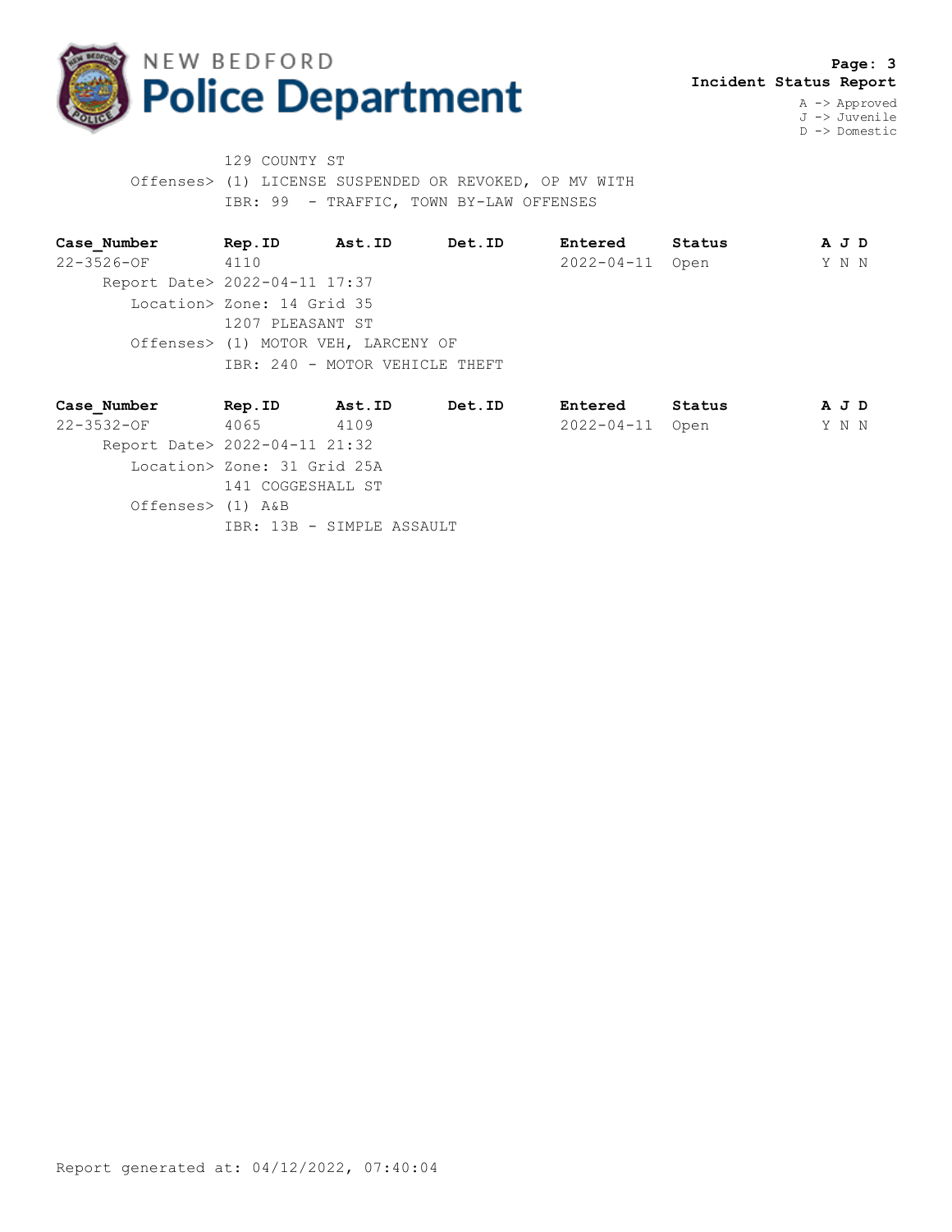129 COUNTY ST

Offenses> (1) LICENSE SUSPENDED OR REVOKED, OP MV WITH
IBR: 99 - TRAFFIC, TOWN BY-LAW OFFENSES

| Case_Number | Rep.ID | Ast.ID | Det.ID | Entered | Status | A | J | D |
|---|---|---|---|---|---|---|---|---|
| 22-3526-OF | 4110 | | | 2022-04-11 | Open | Y | N | N |

Report Date> 2022-04-11 17:37
Location> Zone: 14 Grid 35
1207 PLEASANT ST
Offenses> (1) MOTOR VEH, LARCENY OF
IBR: 240 - MOTOR VEHICLE THEFT

| Case_Number | Rep.ID | Ast.ID | Det.ID | Entered | Status | A | J | D |
|---|---|---|---|---|---|---|---|---|
| 22-3532-OF | 4065 | 4109 | | 2022-04-11 | Open | Y | N | N |

Report Date> 2022-04-11 21:32
Location> Zone: 31 Grid 25A
141 COGGESHALL ST
Offenses> (1) A&B
IBR: 13B - SIMPLE ASSAULT

Report generated at: 04/12/2022, 07:40:04